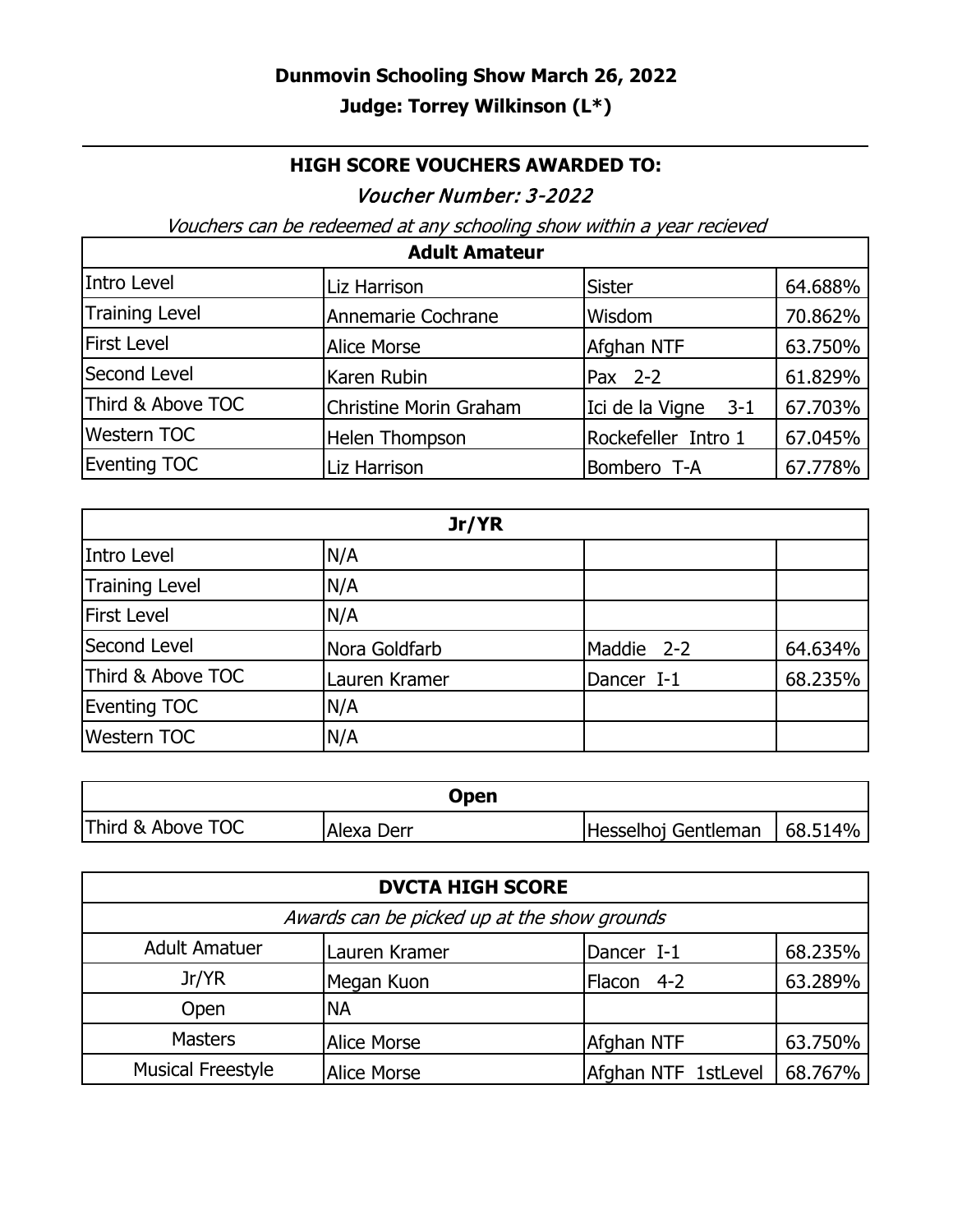**Dunmovin Schooling Show March 26, 2022**

**Judge: Torrey Wilkinson (L*)**

---

**HIGH SCORE VOUCHERS AWARDED TO:**

*Voucher Number: 3-2022*

*Vouchers can be redeemed at any schooling show within a year recieved*

| **Adult Amateur** | | | |
|---|---|---|---|
| Intro Level | Liz Harrison | Sister | 64.688% |
| Training Level | Annemarie Cochrane | Wisdom | 70.862% |
| First Level | Alice Morse | Afghan NTF | 63.750% |
| Second Level | Karen Rubin | Pax 2-2 | 61.829% |
| Third & Above TOC | Christine Morin Graham | Ici de la Vigne 3-1 | 67.703% |
| Western TOC | Helen Thompson | Rockefeller Intro 1 | 67.045% |
| Eventing TOC | Liz Harrison | Bombero T-A | 67.778% |

| **Jr/YR** | | | |
|---|---|---|---|
| Intro Level | N/A | | |
| Training Level | N/A | | |
| First Level | N/A | | |
| Second Level | Nora Goldfarb | Maddie 2-2 | 64.634% |
| Third & Above TOC | Lauren Kramer | Dancer I-1 | 68.235% |
| Eventing TOC | N/A | | |
| Western TOC | N/A | | |

| **Open** | | | |
|---|---|---|---|
| Third & Above TOC | Alexa Derr | Hesselhoj Gentleman | 68.514% |

| **DVCTA HIGH SCORE** | | | |
|---|---|---|---|
| *Awards can be picked up at the show grounds* | | | |
| Adult Amatuer | Lauren Kramer | Dancer I-1 | 68.235% |
| Jr/YR | Megan Kuon | Flacon 4-2 | 63.289% |
| Open | NA | | |
| Masters | Alice Morse | Afghan NTF | 63.750% |
| Musical Freestyle | Alice Morse | Afghan NTF 1stLevel | 68.767% |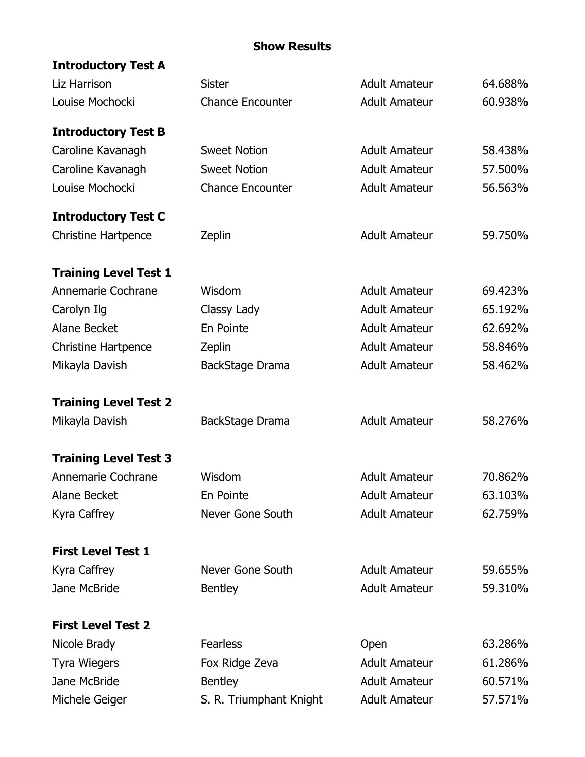# Show Results

### Introductory Test A

| | | | |
|---|---|---|---|
| Liz Harrison | Sister | Adult Amateur | 64.688% |
| Louise Mochocki | Chance Encounter | Adult Amateur | 60.938% |

### Introductory Test B

| | | | |
|---|---|---|---|
| Caroline Kavanagh | Sweet Notion | Adult Amateur | 58.438% |
| Caroline Kavanagh | Sweet Notion | Adult Amateur | 57.500% |
| Louise Mochocki | Chance Encounter | Adult Amateur | 56.563% |

### Introductory Test C

| | | | |
|---|---|---|---|
| Christine Hartpence | Zeplin | Adult Amateur | 59.750% |

### Training Level Test 1

| | | | |
|---|---|---|---|
| Annemarie Cochrane | Wisdom | Adult Amateur | 69.423% |
| Carolyn Ilg | Classy Lady | Adult Amateur | 65.192% |
| Alane Becket | En Pointe | Adult Amateur | 62.692% |
| Christine Hartpence | Zeplin | Adult Amateur | 58.846% |
| Mikayla Davish | BackStage Drama | Adult Amateur | 58.462% |

### Training Level Test 2

| | | | |
|---|---|---|---|
| Mikayla Davish | BackStage Drama | Adult Amateur | 58.276% |

### Training Level Test 3

| | | | |
|---|---|---|---|
| Annemarie Cochrane | Wisdom | Adult Amateur | 70.862% |
| Alane Becket | En Pointe | Adult Amateur | 63.103% |
| Kyra Caffrey | Never Gone South | Adult Amateur | 62.759% |

### First Level Test 1

| | | | |
|---|---|---|---|
| Kyra Caffrey | Never Gone South | Adult Amateur | 59.655% |
| Jane McBride | Bentley | Adult Amateur | 59.310% |

### First Level Test 2

| | | | |
|---|---|---|---|
| Nicole Brady | Fearless | Open | 63.286% |
| Tyra Wiegers | Fox Ridge Zeva | Adult Amateur | 61.286% |
| Jane McBride | Bentley | Adult Amateur | 60.571% |
| Michele Geiger | S. R. Triumphant Knight | Adult Amateur | 57.571% |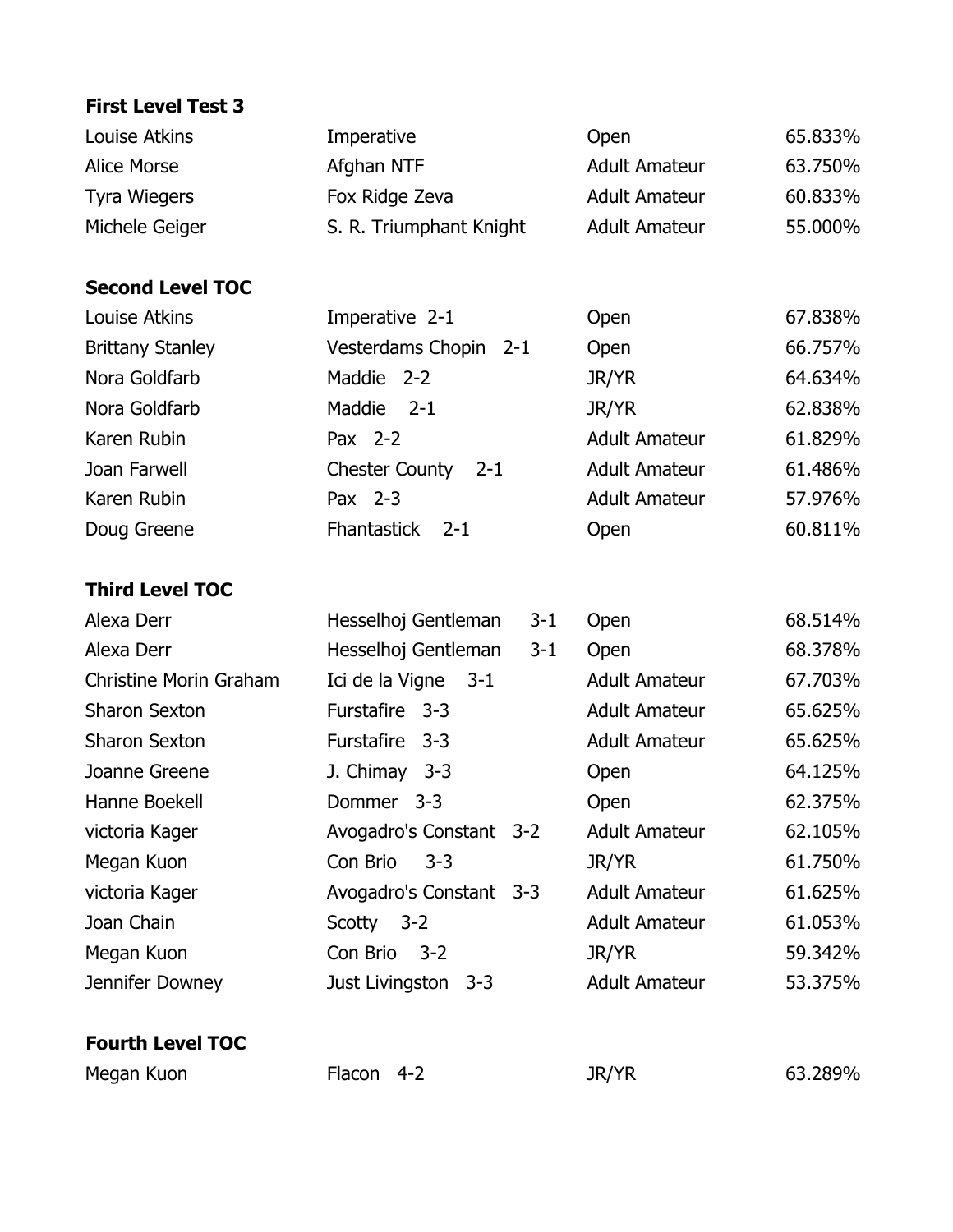**First Level Test 3**

| | | | |
|---|---|---|---|
| Louise Atkins | Imperative | Open | 65.833% |
| Alice Morse | Afghan NTF | Adult Amateur | 63.750% |
| Tyra Wiegers | Fox Ridge Zeva | Adult Amateur | 60.833% |
| Michele Geiger | S. R. Triumphant Knight | Adult Amateur | 55.000% |

**Second Level TOC**

| | | | |
|---|---|---|---|
| Louise Atkins | Imperative 2-1 | Open | 67.838% |
| Brittany Stanley | Vesterdams Chopin 2-1 | Open | 66.757% |
| Nora Goldfarb | Maddie 2-2 | JR/YR | 64.634% |
| Nora Goldfarb | Maddie 2-1 | JR/YR | 62.838% |
| Karen Rubin | Pax 2-2 | Adult Amateur | 61.829% |
| Joan Farwell | Chester County 2-1 | Adult Amateur | 61.486% |
| Karen Rubin | Pax 2-3 | Adult Amateur | 57.976% |
| Doug Greene | Fhantastick 2-1 | Open | 60.811% |

**Third Level TOC**

| | | | |
|---|---|---|---|
| Alexa Derr | Hesselhoj Gentleman 3-1 | Open | 68.514% |
| Alexa Derr | Hesselhoj Gentleman 3-1 | Open | 68.378% |
| Christine Morin Graham | Ici de la Vigne 3-1 | Adult Amateur | 67.703% |
| Sharon Sexton | Furstafire 3-3 | Adult Amateur | 65.625% |
| Sharon Sexton | Furstafire 3-3 | Adult Amateur | 65.625% |
| Joanne Greene | J. Chimay 3-3 | Open | 64.125% |
| Hanne Boekell | Dommer 3-3 | Open | 62.375% |
| victoria Kager | Avogadro's Constant 3-2 | Adult Amateur | 62.105% |
| Megan Kuon | Con Brio 3-3 | JR/YR | 61.750% |
| victoria Kager | Avogadro's Constant 3-3 | Adult Amateur | 61.625% |
| Joan Chain | Scotty 3-2 | Adult Amateur | 61.053% |
| Megan Kuon | Con Brio 3-2 | JR/YR | 59.342% |
| Jennifer Downey | Just Livingston 3-3 | Adult Amateur | 53.375% |

**Fourth Level TOC**

| | | | |
|---|---|---|---|
| Megan Kuon | Flacon 4-2 | JR/YR | 63.289% |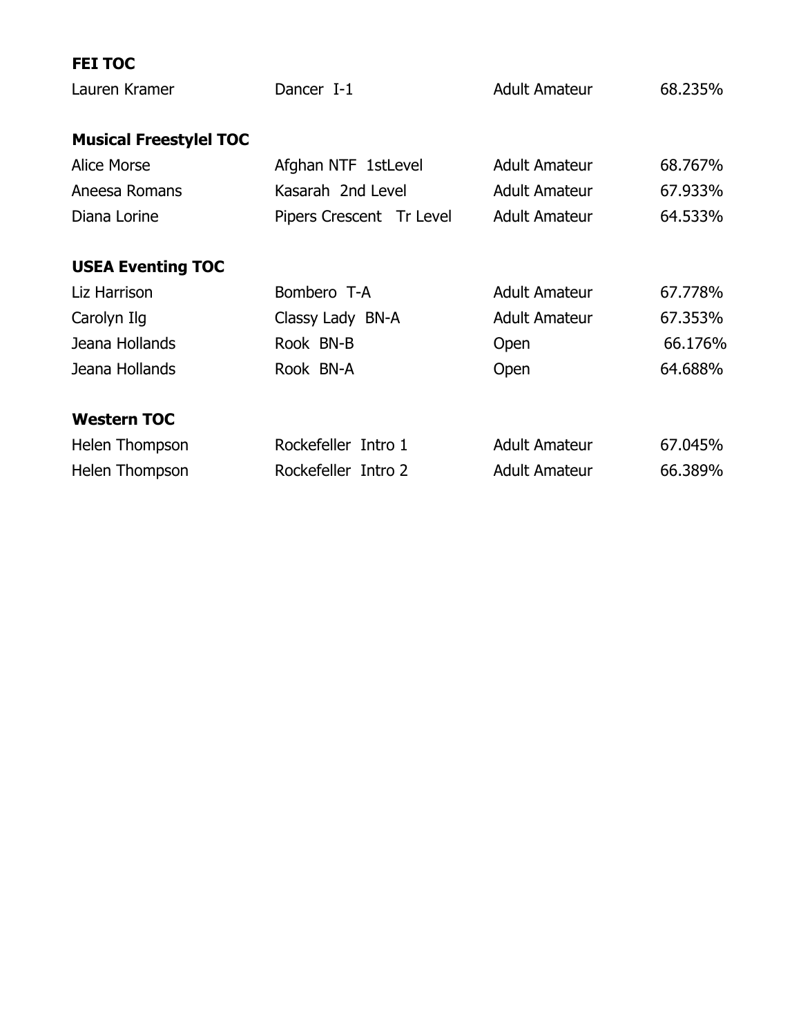**FEI TOC**

| | | | |
|---|---|---|---|
| Lauren Kramer | Dancer I-1 | Adult Amateur | 68.235% |

**Musical Freestylel TOC**

| | | | |
|---|---|---|---|
| Alice Morse | Afghan NTF 1stLevel | Adult Amateur | 68.767% |
| Aneesa Romans | Kasarah 2nd Level | Adult Amateur | 67.933% |
| Diana Lorine | Pipers Crescent Tr Level | Adult Amateur | 64.533% |

**USEA Eventing TOC**

| | | | |
|---|---|---|---|
| Liz Harrison | Bombero T-A | Adult Amateur | 67.778% |
| Carolyn Ilg | Classy Lady BN-A | Adult Amateur | 67.353% |
| Jeana Hollands | Rook BN-B | Open | 66.176% |
| Jeana Hollands | Rook BN-A | Open | 64.688% |

**Western TOC**

| | | | |
|---|---|---|---|
| Helen Thompson | Rockefeller Intro 1 | Adult Amateur | 67.045% |
| Helen Thompson | Rockefeller Intro 2 | Adult Amateur | 66.389% |